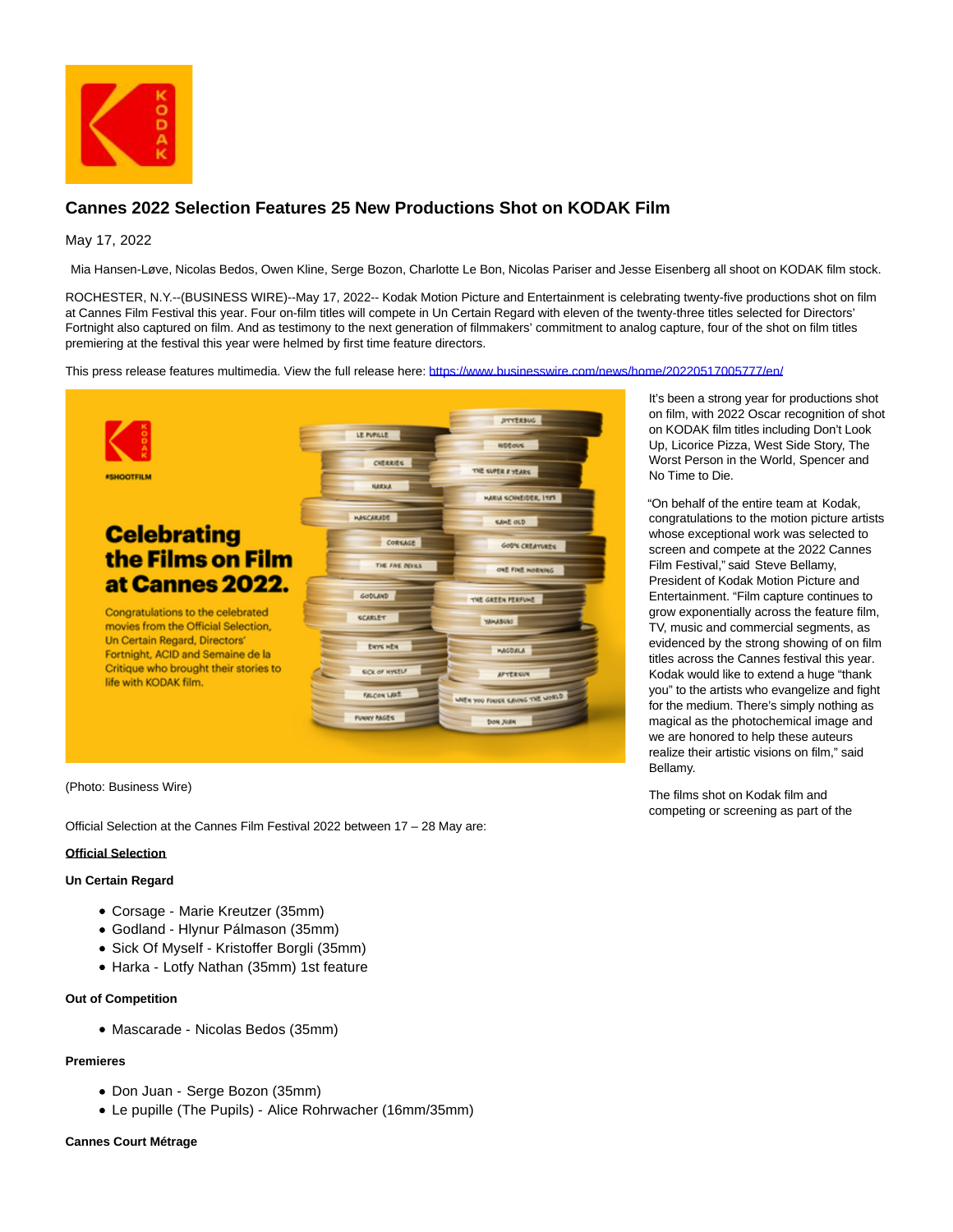# Cannes 2022 Selection Features 25 New Productions Shot on KODAK Film

May 17, 2022

Mia Hansen-Løve, Nicolas Bedos, Owen Kline, Serge Bozon, Charlotte Le Bon, Nicolas Pariser and Jesse Eisenberg all shoot on KODAK film stock.

ROCHESTER, N.Y.--(BUSINESS WIRE)--May 17, 2022-- Kodak Motion Picture and Entertainment is celebrating twenty-five productions shot on film at Cannes Film Festival this year. Four on-film titles will compete in Un Certain Regard with eleven of the twenty-three titles selected for Directors' Fortnight also captured on film. And as testimony to the next generation of filmmakers' commitment to analog capture, four of the shot on film titles premiering at the festival this year were helmed by first time feature directors.

This press release features multimedia. View the full release here: https://www.businesswire.com/news/home/20220517005777/en/

(Photo: Business Wire)

It's been a strong year for productions shot on film, with 2022 Oscar recognition of shot on KODAK film titles including Don't Look Up, Licorice Pizza, West Side Story, The Worst Person in the World, Spencer and No Time to Die.

"On behalf of the entire team at Kodak, congratulations to the motion picture artists whose exceptional work was selected to screen and compete at the 2022 Cannes Film Festival," said Steve Bellamy, President of Kodak Motion Picture and Entertainment. "Film capture continues to grow exponentially across the feature film, TV, music and commercial segments, as evidenced by the strong showing of on film titles across the Cannes festival this year. Kodak would like to extend a huge "thank you" to the artists who evangelize and fight for the medium. There's simply nothing as magical as the photochemical image and we are honored to help these auteurs realize their artistic visions on film," said Bellamy.

The films shot on Kodak film and competing or screening as part of the

Official Selection at the Cannes Film Festival 2022 between 17 – 28 May are:

**Official Selection**

**Un Certain Regard**

- Corsage - Marie Kreutzer (35mm)
- Godland - Hlynur Pálmason (35mm)
- Sick Of Myself - Kristoffer Borgli (35mm)
- Harka - Lotfy Nathan (35mm) 1st feature

**Out of Competition**

- Mascarade - Nicolas Bedos (35mm)

**Premieres**

- Don Juan - Serge Bozon (35mm)
- Le pupille (The Pupils) - Alice Rohrwacher (16mm/35mm)

**Cannes Court Métrage**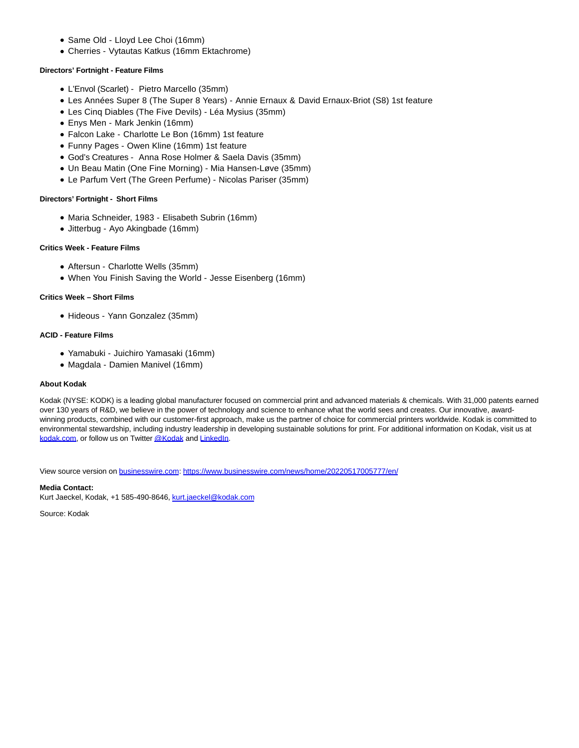- Same Old - Lloyd Lee Choi (16mm)
- Cherries - Vytautas Katkus (16mm Ektachrome)

**Directors' Fortnight - Feature Films**

- L'Envol (Scarlet) - Pietro Marcello (35mm)
- Les Années Super 8 (The Super 8 Years) - Annie Ernaux & David Ernaux-Briot (S8) 1st feature
- Les Cinq Diables (The Five Devils) - Léa Mysius (35mm)
- Enys Men - Mark Jenkin (16mm)
- Falcon Lake - Charlotte Le Bon (16mm) 1st feature
- Funny Pages - Owen Kline (16mm) 1st feature
- God's Creatures - Anna Rose Holmer & Saela Davis (35mm)
- Un Beau Matin (One Fine Morning) - Mia Hansen-Løve (35mm)
- Le Parfum Vert (The Green Perfume) - Nicolas Pariser (35mm)

**Directors' Fortnight - Short Films**

- Maria Schneider, 1983 - Elisabeth Subrin (16mm)
- Jitterbug - Ayo Akingbade (16mm)

**Critics Week - Feature Films**

- Aftersun - Charlotte Wells (35mm)
- When You Finish Saving the World - Jesse Eisenberg (16mm)

**Critics Week – Short Films**

- Hideous - Yann Gonzalez (35mm)

**ACID - Feature Films**

- Yamabuki - Juichiro Yamasaki (16mm)
- Magdala - Damien Manivel (16mm)

**About Kodak**

Kodak (NYSE: KODK) is a leading global manufacturer focused on commercial print and advanced materials & chemicals. With 31,000 patents earned over 130 years of R&D, we believe in the power of technology and science to enhance what the world sees and creates. Our innovative, award-winning products, combined with our customer-first approach, make us the partner of choice for commercial printers worldwide. Kodak is committed to environmental stewardship, including industry leadership in developing sustainable solutions for print. For additional information on Kodak, visit us at kodak.com, or follow us on Twitter @Kodak and LinkedIn.

View source version on businesswire.com: https://www.businesswire.com/news/home/20220517005777/en/

**Media Contact:**
Kurt Jaeckel, Kodak, +1 585-490-8646, kurt.jaeckel@kodak.com

Source: Kodak